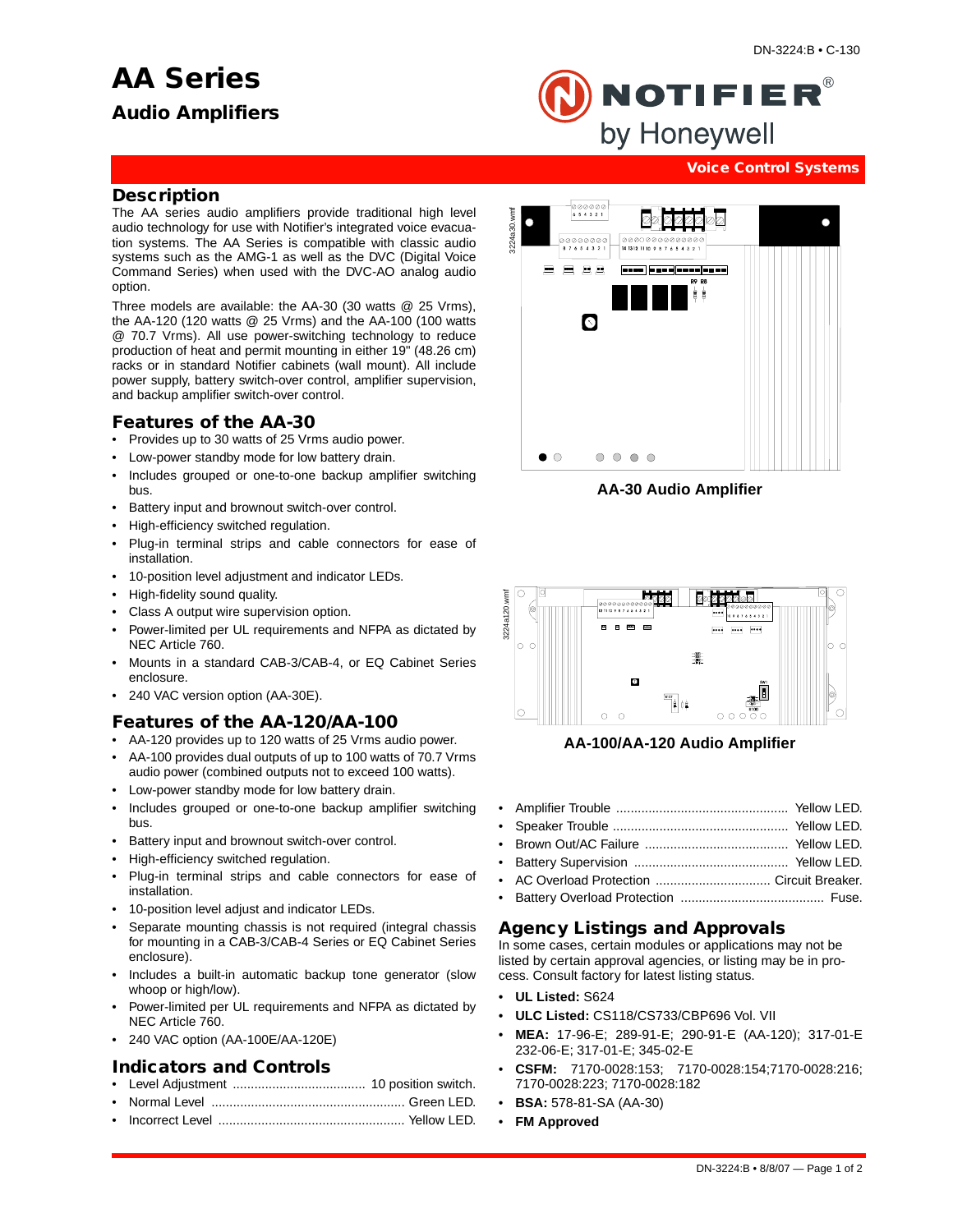# AA Series

## Audio Amplifiers

Voice Control Systems

## Description

The AA series audio amplifiers provide traditional high level audio technology for use with Notifier's integrated voice evacuation systems. The AA Series is compatible with classic audio systems such as the AMG-1 as well as the DVC (Digital Voice Command Series) when used with the DVC-AO analog audio option.

Three models are available: the AA-30 (30 watts @ 25 Vrms), the AA-120 (120 watts @ 25 Vrms) and the AA-100 (100 watts @ 70.7 Vrms). All use power-switching technology to reduce production of heat and permit mounting in either 19" (48.26 cm) racks or in standard Notifier cabinets (wall mount). All include power supply, battery switch-over control, amplifier supervision, and backup amplifier switch-over control.

## Features of the AA-30

- Provides up to 30 watts of 25 Vrms audio power.
- Low-power standby mode for low battery drain.
- Includes grouped or one-to-one backup amplifier switching bus.
- Battery input and brownout switch-over control.
- High-efficiency switched regulation.
- Plug-in terminal strips and cable connectors for ease of installation.
- 10-position level adjustment and indicator LEDs.
- High-fidelity sound quality.
- Class A output wire supervision option.
- Power-limited per UL requirements and NFPA as dictated by NEC Article 760.
- Mounts in a standard CAB-3/CAB-4, or EQ Cabinet Series enclosure.
- 240 VAC version option (AA-30E).

## Features of the AA-120/AA-100

- AA-120 provides up to 120 watts of 25 Vrms audio power.
- AA-100 provides dual outputs of up to 100 watts of 70.7 Vrms audio power (combined outputs not to exceed 100 watts).
- Low-power standby mode for low battery drain.
- Includes grouped or one-to-one backup amplifier switching bus.
- Battery input and brownout switch-over control.
- High-efficiency switched regulation.
- Plug-in terminal strips and cable connectors for ease of installation.
- 10-position level adjust and indicator LEDs.
- Separate mounting chassis is not required (integral chassis for mounting in a CAB-3/CAB-4 Series or EQ Cabinet Series enclosure).
- Includes a built-in automatic backup tone generator (slow whoop or high/low).
- Power-limited per UL requirements and NFPA as dictated by NEC Article 760.
- 240 VAC option (AA-100E/AA-120E)

## Indicators and Controls

- Level Adjustment .................................... 10 position switch.
- Normal Level ..................................................... Green LED.
- Incorrect Level .................................................. Yellow LED.
- Amplifier Trouble ............................................... Yellow LED.
- Speaker Trouble ................................................ Yellow LED.
- Brown Out/AC Failure ....................................... Yellow LED.
- Battery Supervision ........................................... Yellow LED.
- AC Overload Protection ................................ Circuit Breaker.
- Battery Overload Protection ......................................... Fuse.

AA-30 Audio Amplifier

AA-100/AA-120 Audio Amplifier

## Agency Listings and Approvals

In some cases, certain modules or applications may not be listed by certain approval agencies, or listing may be in process. Consult factory for latest listing status.

- **UL Listed:** S624
- **ULC Listed:** CS118/CS733/CBP696 Vol. VII
- **MEA:** 17-96-E; 289-91-E; 290-91-E (AA-120); 317-01-E 232-06-E; 317-01-E; 345-02-E
- **CSFM:** 7170-0028:153; 7170-0028:154;7170-0028:216; 7170-0028:223; 7170-0028:182
- **BSA:** 578-81-SA (AA-30)
- **FM Approved**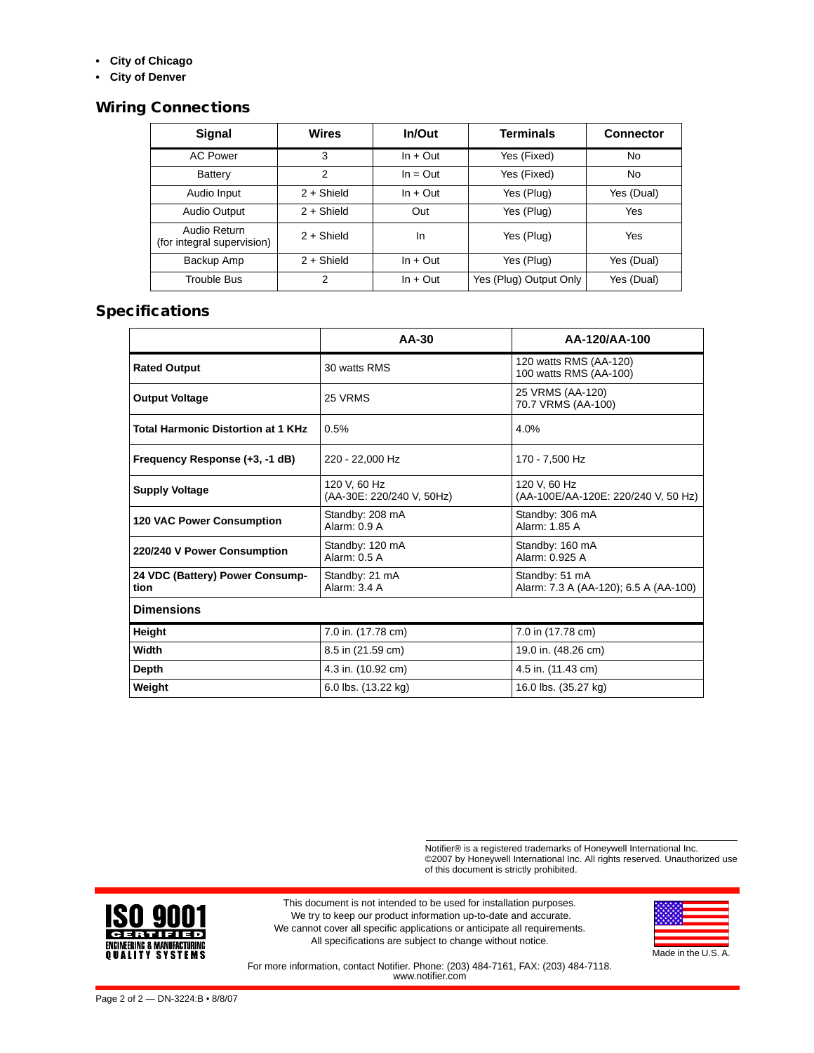- **City of Chicago**
- **City of Denver**

## Wiring Connections

| Signal | Wires | In/Out | Terminals | Connector |
|---|---|---|---|---|
| AC Power | 3 | In + Out | Yes (Fixed) | No |
| Battery | 2 | In = Out | Yes (Fixed) | No |
| Audio Input | 2 + Shield | In + Out | Yes (Plug) | Yes (Dual) |
| Audio Output | 2 + Shield | Out | Yes (Plug) | Yes |
| Audio Return (for integral supervision) | 2 + Shield | In | Yes (Plug) | Yes |
| Backup Amp | 2 + Shield | In + Out | Yes (Plug) | Yes (Dual) |
| Trouble Bus | 2 | In + Out | Yes (Plug) Output Only | Yes (Dual) |

## Specifications

| | AA-30 | AA-120/AA-100 |
|---|---|---|
| **Rated Output** | 30 watts RMS | 120 watts RMS (AA-120)<br>100 watts RMS (AA-100) |
| **Output Voltage** | 25 VRMS | 25 VRMS (AA-120)<br>70.7 VRMS (AA-100) |
| **Total Harmonic Distortion at 1 KHz** | 0.5% | 4.0% |
| **Frequency Response (+3, -1 dB)** | 220 - 22,000 Hz | 170 - 7,500 Hz |
| **Supply Voltage** | 120 V, 60 Hz<br>(AA-30E: 220/240 V, 50Hz) | 120 V, 60 Hz<br>(AA-100E/AA-120E: 220/240 V, 50 Hz) |
| **120 VAC Power Consumption** | Standby: 208 mA<br>Alarm: 0.9 A | Standby: 306 mA<br>Alarm: 1.85 A |
| **220/240 V Power Consumption** | Standby: 120 mA<br>Alarm: 0.5 A | Standby: 160 mA<br>Alarm: 0.925 A |
| **24 VDC (Battery) Power Consumption** | Standby: 21 mA<br>Alarm: 3.4 A | Standby: 51 mA<br>Alarm: 7.3 A (AA-120); 6.5 A (AA-100) |
| **Dimensions** | | |
| **Height** | 7.0 in. (17.78 cm) | 7.0 in (17.78 cm) |
| **Width** | 8.5 in (21.59 cm) | 19.0 in. (48.26 cm) |
| **Depth** | 4.3 in. (10.92 cm) | 4.5 in. (11.43 cm) |
| **Weight** | 6.0 lbs. (13.22 kg) | 16.0 lbs. (35.27 kg) |

Notifier® is a registered trademarks of Honeywell International Inc.
©2007 by Honeywell International Inc. All rights reserved. Unauthorized use of this document is strictly prohibited.

ISO 9001 CERTIFIED ENGINEERING & MANUFACTURING QUALITY SYSTEMS

This document is not intended to be used for installation purposes.
We try to keep our product information up-to-date and accurate.
We cannot cover all specific applications or anticipate all requirements.
All specifications are subject to change without notice.

Made in the U.S. A.

For more information, contact Notifier. Phone: (203) 484-7161, FAX: (203) 484-7118.
www.notifier.com

DN-3224:B • 8/8/07